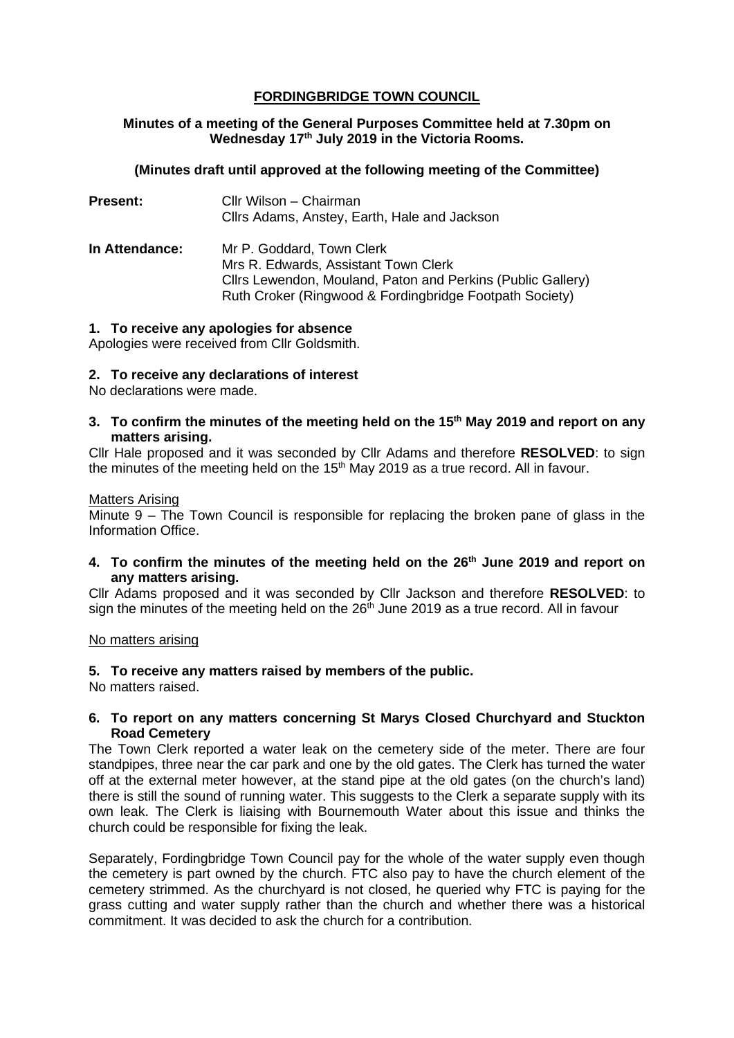# FORDINGBRIDGE TOWN COUNCIL

**Minutes of a meeting of the General Purposes Committee held at 7.30pm on Wednesday 17th July 2019 in the Victoria Rooms.**

**(Minutes draft until approved at the following meeting of the Committee)**

**Present:** Cllr Wilson – Chairman
Cllrs Adams, Anstey, Earth, Hale and Jackson

**In Attendance:** Mr P. Goddard, Town Clerk
Mrs R. Edwards, Assistant Town Clerk
Cllrs Lewendon, Mouland, Paton and Perkins (Public Gallery)
Ruth Croker (Ringwood & Fordingbridge Footpath Society)

**1. To receive any apologies for absence**

Apologies were received from Cllr Goldsmith.

**2. To receive any declarations of interest**

No declarations were made.

**3. To confirm the minutes of the meeting held on the 15th May 2019 and report on any matters arising.**

Cllr Hale proposed and it was seconded by Cllr Adams and therefore **RESOLVED**: to sign the minutes of the meeting held on the 15th May 2019 as a true record. All in favour.

Matters Arising

Minute 9 – The Town Council is responsible for replacing the broken pane of glass in the Information Office.

**4. To confirm the minutes of the meeting held on the 26th June 2019 and report on any matters arising.**

Cllr Adams proposed and it was seconded by Cllr Jackson and therefore **RESOLVED**: to sign the minutes of the meeting held on the 26th June 2019 as a true record. All in favour

No matters arising

**5. To receive any matters raised by members of the public.**

No matters raised.

**6. To report on any matters concerning St Marys Closed Churchyard and Stuckton Road Cemetery**

The Town Clerk reported a water leak on the cemetery side of the meter. There are four standpipes, three near the car park and one by the old gates. The Clerk has turned the water off at the external meter however, at the stand pipe at the old gates (on the church's land) there is still the sound of running water. This suggests to the Clerk a separate supply with its own leak. The Clerk is liaising with Bournemouth Water about this issue and thinks the church could be responsible for fixing the leak.

Separately, Fordingbridge Town Council pay for the whole of the water supply even though the cemetery is part owned by the church. FTC also pay to have the church element of the cemetery strimmed. As the churchyard is not closed, he queried why FTC is paying for the grass cutting and water supply rather than the church and whether there was a historical commitment. It was decided to ask the church for a contribution.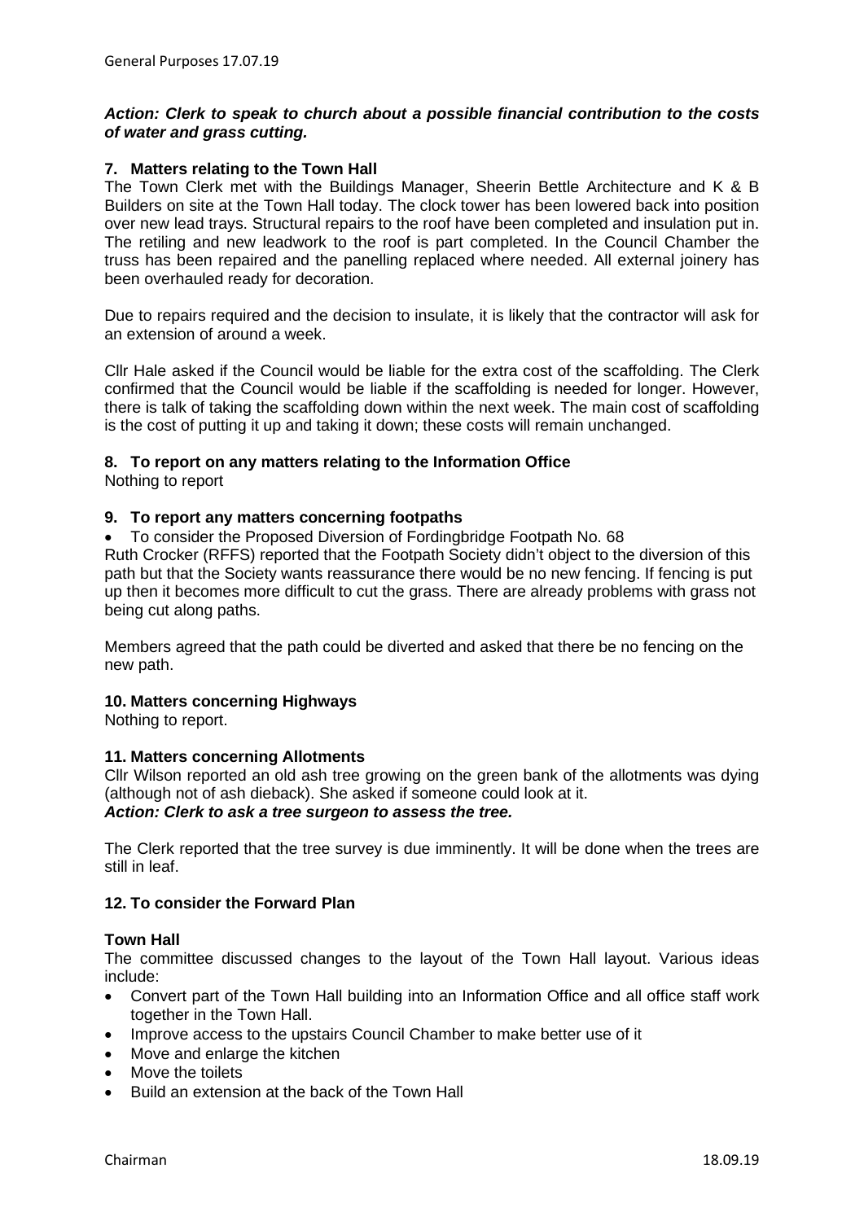***Action: Clerk to speak to church about a possible financial contribution to the costs of water and grass cutting.***

**7. Matters relating to the Town Hall**

The Town Clerk met with the Buildings Manager, Sheerin Bettle Architecture and K & B Builders on site at the Town Hall today. The clock tower has been lowered back into position over new lead trays. Structural repairs to the roof have been completed and insulation put in. The retiling and new leadwork to the roof is part completed. In the Council Chamber the truss has been repaired and the panelling replaced where needed. All external joinery has been overhauled ready for decoration.

Due to repairs required and the decision to insulate, it is likely that the contractor will ask for an extension of around a week.

Cllr Hale asked if the Council would be liable for the extra cost of the scaffolding. The Clerk confirmed that the Council would be liable if the scaffolding is needed for longer. However, there is talk of taking the scaffolding down within the next week. The main cost of scaffolding is the cost of putting it up and taking it down; these costs will remain unchanged.

**8. To report on any matters relating to the Information Office**

Nothing to report

**9. To report any matters concerning footpaths**

- To consider the Proposed Diversion of Fordingbridge Footpath No. 68

Ruth Crocker (RFFS) reported that the Footpath Society didn't object to the diversion of this path but that the Society wants reassurance there would be no new fencing. If fencing is put up then it becomes more difficult to cut the grass. There are already problems with grass not being cut along paths.

Members agreed that the path could be diverted and asked that there be no fencing on the new path.

**10. Matters concerning Highways**

Nothing to report.

**11. Matters concerning Allotments**

Cllr Wilson reported an old ash tree growing on the green bank of the allotments was dying (although not of ash dieback). She asked if someone could look at it.

***Action: Clerk to ask a tree surgeon to assess the tree.***

The Clerk reported that the tree survey is due imminently. It will be done when the trees are still in leaf.

**12. To consider the Forward Plan**

**Town Hall**

The committee discussed changes to the layout of the Town Hall layout. Various ideas include:

- Convert part of the Town Hall building into an Information Office and all office staff work together in the Town Hall.
- Improve access to the upstairs Council Chamber to make better use of it
- Move and enlarge the kitchen
- Move the toilets
- Build an extension at the back of the Town Hall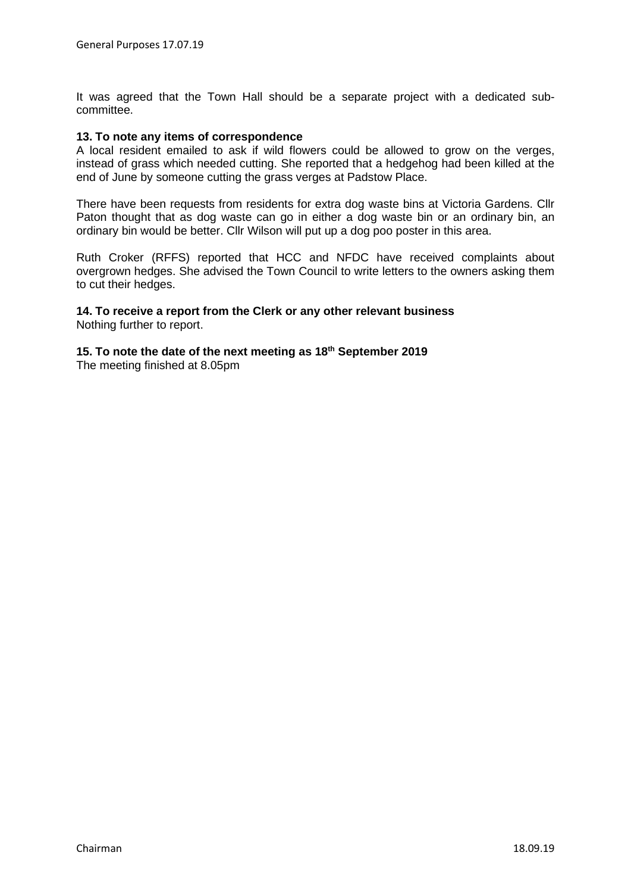It was agreed that the Town Hall should be a separate project with a dedicated sub-committee.

**13. To note any items of correspondence**

A local resident emailed to ask if wild flowers could be allowed to grow on the verges, instead of grass which needed cutting. She reported that a hedgehog had been killed at the end of June by someone cutting the grass verges at Padstow Place.

There have been requests from residents for extra dog waste bins at Victoria Gardens. Cllr Paton thought that as dog waste can go in either a dog waste bin or an ordinary bin, an ordinary bin would be better. Cllr Wilson will put up a dog poo poster in this area.

Ruth Croker (RFFS) reported that HCC and NFDC have received complaints about overgrown hedges. She advised the Town Council to write letters to the owners asking them to cut their hedges.

**14. To receive a report from the Clerk or any other relevant business**

Nothing further to report.

**15. To note the date of the next meeting as 18th September 2019**

The meeting finished at 8.05pm

Chairman 18.09.19